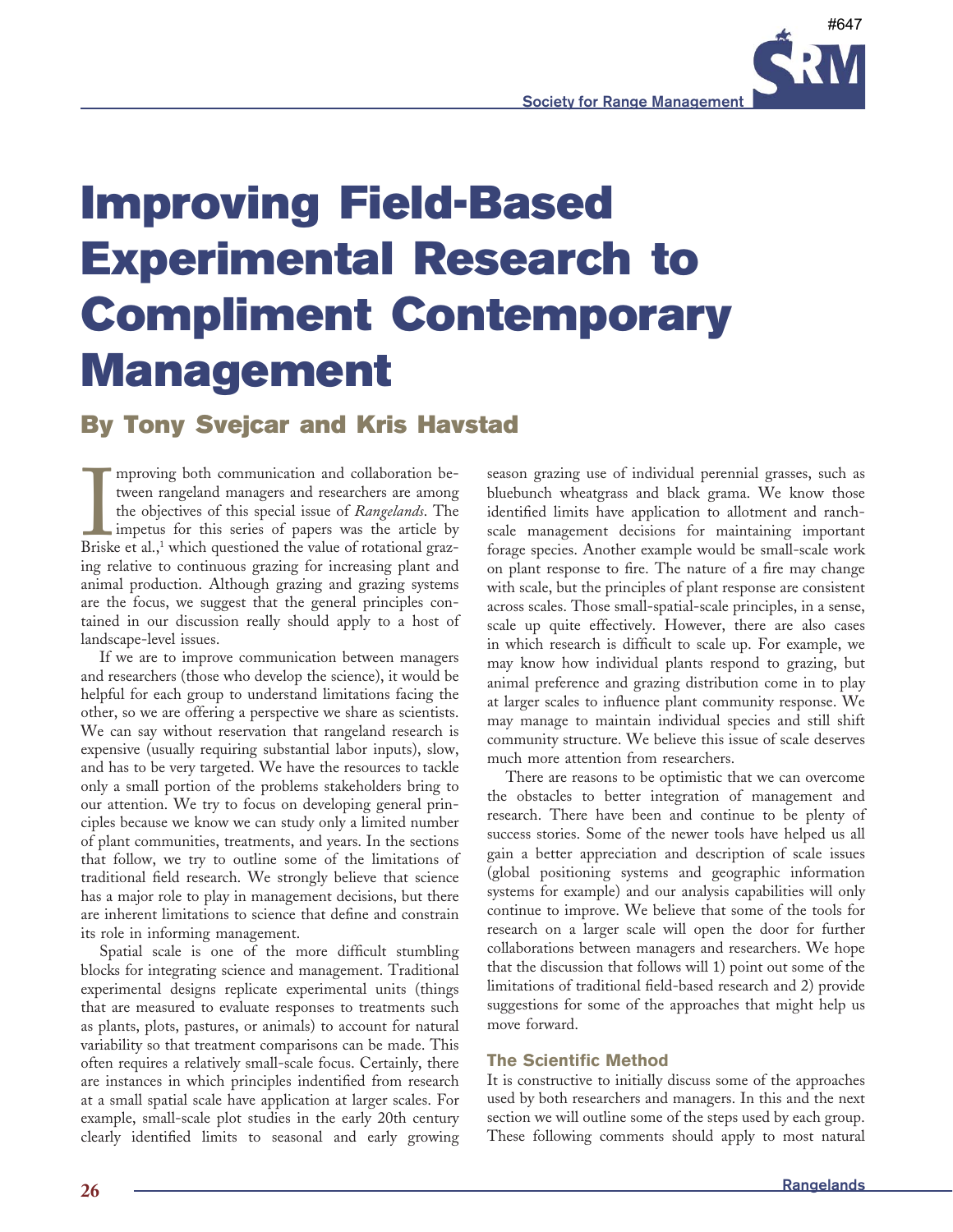# Improving Field-Based Experimental Research to Compliment Contemporary Management

## By Tony Svejcar and Kris Havstad

Improving both communication and collaboration between rangeland managers and researchers are among the objectives of this special issue of *Rangelands*. The impetus for this series of papers was the article by Briske et al.,[1] which questioned the value of rotational grazing relative to continuous grazing for increasing plant and animal production. Although grazing and grazing systems are the focus, we suggest that the general principles contained in our discussion really should apply to a host of landscape-level issues.

If we are to improve communication between managers and researchers (those who develop the science), it would be helpful for each group to understand limitations facing the other, so we are offering a perspective we share as scientists. We can say without reservation that rangeland research is expensive (usually requiring substantial labor inputs), slow, and has to be very targeted. We have the resources to tackle only a small portion of the problems stakeholders bring to our attention. We try to focus on developing general principles because we know we can study only a limited number of plant communities, treatments, and years. In the sections that follow, we try to outline some of the limitations of traditional field research. We strongly believe that science has a major role to play in management decisions, but there are inherent limitations to science that define and constrain its role in informing management.

Spatial scale is one of the more difficult stumbling blocks for integrating science and management. Traditional experimental designs replicate experimental units (things that are measured to evaluate responses to treatments such as plants, plots, pastures, or animals) to account for natural variability so that treatment comparisons can be made. This often requires a relatively small-scale focus. Certainly, there are instances in which principles indentified from research at a small spatial scale have application at larger scales. For example, small-scale plot studies in the early 20th century clearly identified limits to seasonal and early growing season grazing use of individual perennial grasses, such as bluebunch wheatgrass and black grama. We know those identified limits have application to allotment and ranch-scale management decisions for maintaining important forage species. Another example would be small-scale work on plant response to fire. The nature of a fire may change with scale, but the principles of plant response are consistent across scales. Those small-spatial-scale principles, in a sense, scale up quite effectively. However, there are also cases in which research is difficult to scale up. For example, we may know how individual plants respond to grazing, but animal preference and grazing distribution come in to play at larger scales to influence plant community response. We may manage to maintain individual species and still shift community structure. We believe this issue of scale deserves much more attention from researchers.

There are reasons to be optimistic that we can overcome the obstacles to better integration of management and research. There have been and continue to be plenty of success stories. Some of the newer tools have helped us all gain a better appreciation and description of scale issues (global positioning systems and geographic information systems for example) and our analysis capabilities will only continue to improve. We believe that some of the tools for research on a larger scale will open the door for further collaborations between managers and researchers. We hope that the discussion that follows will 1) point out some of the limitations of traditional field-based research and 2) provide suggestions for some of the approaches that might help us move forward.

### The Scientific Method

It is constructive to initially discuss some of the approaches used by both researchers and managers. In this and the next section we will outline some of the steps used by each group. These following comments should apply to most natural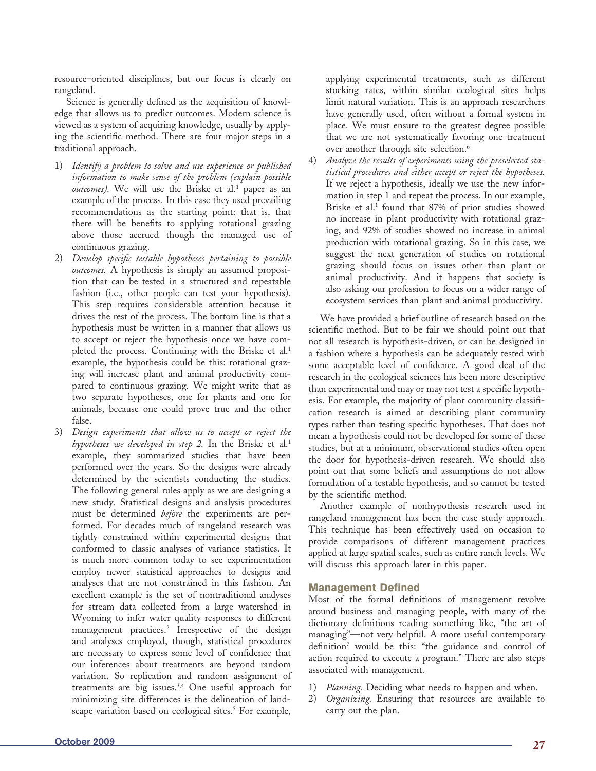resource–oriented disciplines, but our focus is clearly on rangeland.

Science is generally defined as the acquisition of knowledge that allows us to predict outcomes. Modern science is viewed as a system of acquiring knowledge, usually by applying the scientific method. There are four major steps in a traditional approach.

1) *Identify a problem to solve and use experience or published information to make sense of the problem (explain possible outcomes).* We will use the Briske et al.[1] paper as an example of the process. In this case they used prevailing recommendations as the starting point: that is, that there will be benefits to applying rotational grazing above those accrued though the managed use of continuous grazing.
2) *Develop specific testable hypotheses pertaining to possible outcomes.* A hypothesis is simply an assumed proposition that can be tested in a structured and repeatable fashion (i.e., other people can test your hypothesis). This step requires considerable attention because it drives the rest of the process. The bottom line is that a hypothesis must be written in a manner that allows us to accept or reject the hypothesis once we have completed the process. Continuing with the Briske et al.[1] example, the hypothesis could be this: rotational grazing will increase plant and animal productivity compared to continuous grazing. We might write that as two separate hypotheses, one for plants and one for animals, because one could prove true and the other false.
3) *Design experiments that allow us to accept or reject the hypotheses we developed in step 2.* In the Briske et al.[1] example, they summarized studies that have been performed over the years. So the designs were already determined by the scientists conducting the studies. The following general rules apply as we are designing a new study. Statistical designs and analysis procedures must be determined *before* the experiments are performed. For decades much of rangeland research was tightly constrained within experimental designs that conformed to classic analyses of variance statistics. It is much more common today to see experimentation employ newer statistical approaches to designs and analyses that are not constrained in this fashion. An excellent example is the set of nontraditional analyses for stream data collected from a large watershed in Wyoming to infer water quality responses to different management practices.[2] Irrespective of the design and analyses employed, though, statistical procedures are necessary to express some level of confidence that our inferences about treatments are beyond random variation. So replication and random assignment of treatments are big issues.[3,4] One useful approach for minimizing site differences is the delineation of landscape variation based on ecological sites.[5] For example, applying experimental treatments, such as different stocking rates, within similar ecological sites helps limit natural variation. This is an approach researchers have generally used, often without a formal system in place. We must ensure to the greatest degree possible that we are not systematically favoring one treatment over another through site selection.[6]
4) *Analyze the results of experiments using the preselected statistical procedures and either accept or reject the hypotheses.* If we reject a hypothesis, ideally we use the new information in step 1 and repeat the process. In our example, Briske et al.[1] found that 87% of prior studies showed no increase in plant productivity with rotational grazing, and 92% of studies showed no increase in animal production with rotational grazing. So in this case, we suggest the next generation of studies on rotational grazing should focus on issues other than plant or animal productivity. And it happens that society is also asking our profession to focus on a wider range of ecosystem services than plant and animal productivity.

We have provided a brief outline of research based on the scientific method. But to be fair we should point out that not all research is hypothesis-driven, or can be designed in a fashion where a hypothesis can be adequately tested with some acceptable level of confidence. A good deal of the research in the ecological sciences has been more descriptive than experimental and may or may not test a specific hypothesis. For example, the majority of plant community classification research is aimed at describing plant community types rather than testing specific hypotheses. That does not mean a hypothesis could not be developed for some of these studies, but at a minimum, observational studies often open the door for hypothesis-driven research. We should also point out that some beliefs and assumptions do not allow formulation of a testable hypothesis, and so cannot be tested by the scientific method.

Another example of nonhypothesis research used in rangeland management has been the case study approach. This technique has been effectively used on occasion to provide comparisons of different management practices applied at large spatial scales, such as entire ranch levels. We will discuss this approach later in this paper.

## Management Defined

Most of the formal definitions of management revolve around business and managing people, with many of the dictionary definitions reading something like, "the art of managing"—not very helpful. A more useful contemporary definition[7] would be this: "the guidance and control of action required to execute a program." There are also steps associated with management.

1) *Planning.* Deciding what needs to happen and when.
2) *Organizing.* Ensuring that resources are available to carry out the plan.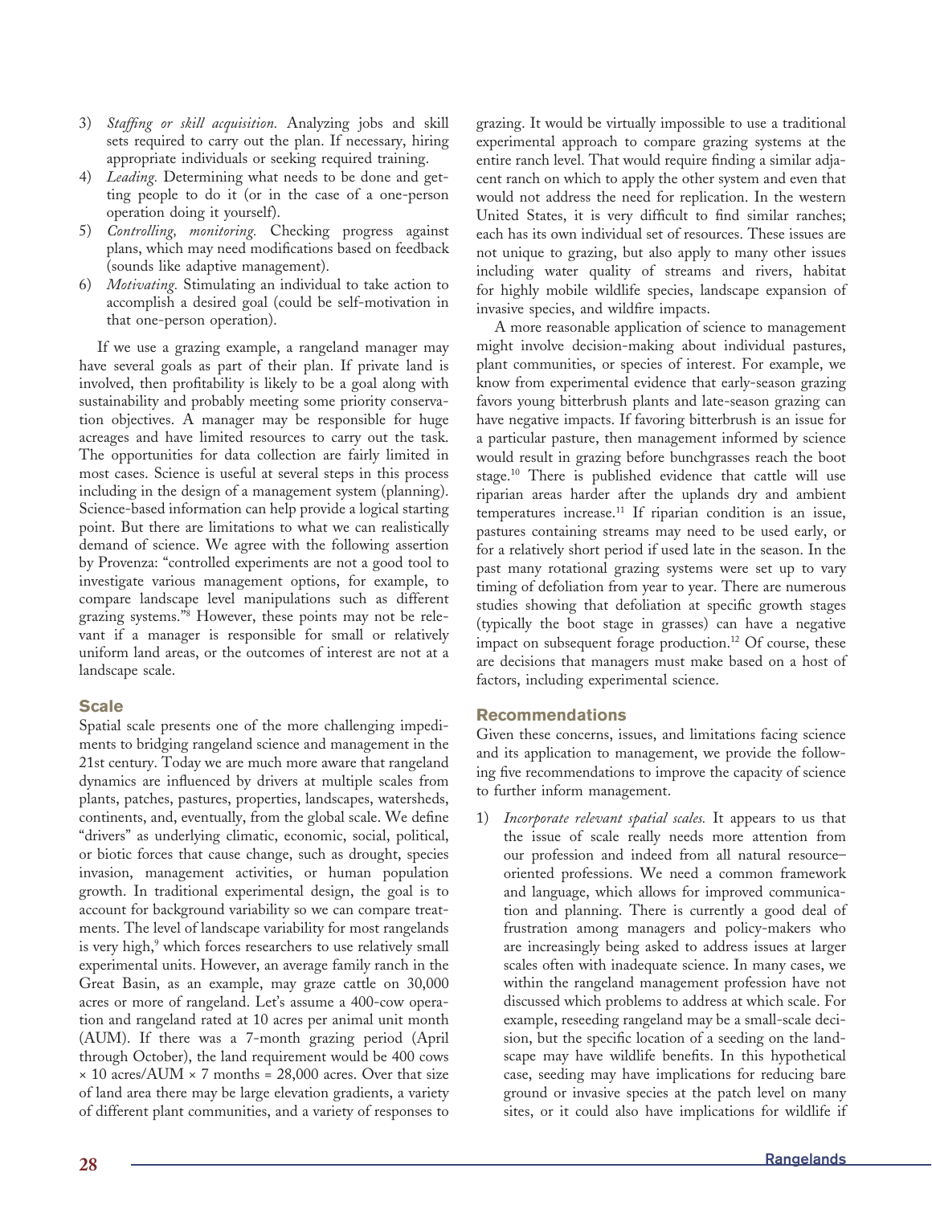3) *Staffing or skill acquisition.* Analyzing jobs and skill sets required to carry out the plan. If necessary, hiring appropriate individuals or seeking required training.
4) *Leading.* Determining what needs to be done and getting people to do it (or in the case of a one-person operation doing it yourself).
5) *Controlling, monitoring.* Checking progress against plans, which may need modifications based on feedback (sounds like adaptive management).
6) *Motivating.* Stimulating an individual to take action to accomplish a desired goal (could be self-motivation in that one-person operation).

If we use a grazing example, a rangeland manager may have several goals as part of their plan. If private land is involved, then profitability is likely to be a goal along with sustainability and probably meeting some priority conservation objectives. A manager may be responsible for huge acreages and have limited resources to carry out the task. The opportunities for data collection are fairly limited in most cases. Science is useful at several steps in this process including in the design of a management system (planning). Science-based information can help provide a logical starting point. But there are limitations to what we can realistically demand of science. We agree with the following assertion by Provenza: "controlled experiments are not a good tool to investigate various management options, for example, to compare landscape level manipulations such as different grazing systems."[8] However, these points may not be relevant if a manager is responsible for small or relatively uniform land areas, or the outcomes of interest are not at a landscape scale.

## Scale

Spatial scale presents one of the more challenging impediments to bridging rangeland science and management in the 21st century. Today we are much more aware that rangeland dynamics are influenced by drivers at multiple scales from plants, patches, pastures, properties, landscapes, watersheds, continents, and, eventually, from the global scale. We define "drivers" as underlying climatic, economic, social, political, or biotic forces that cause change, such as drought, species invasion, management activities, or human population growth. In traditional experimental design, the goal is to account for background variability so we can compare treatments. The level of landscape variability for most rangelands is very high,[9] which forces researchers to use relatively small experimental units. However, an average family ranch in the Great Basin, as an example, may graze cattle on 30,000 acres or more of rangeland. Let's assume a 400-cow operation and rangeland rated at 10 acres per animal unit month (AUM). If there was a 7-month grazing period (April through October), the land requirement would be 400 cows × 10 acres/AUM × 7 months = 28,000 acres. Over that size of land area there may be large elevation gradients, a variety of different plant communities, and a variety of responses to grazing. It would be virtually impossible to use a traditional experimental approach to compare grazing systems at the entire ranch level. That would require finding a similar adjacent ranch on which to apply the other system and even that would not address the need for replication. In the western United States, it is very difficult to find similar ranches; each has its own individual set of resources. These issues are not unique to grazing, but also apply to many other issues including water quality of streams and rivers, habitat for highly mobile wildlife species, landscape expansion of invasive species, and wildfire impacts.

A more reasonable application of science to management might involve decision-making about individual pastures, plant communities, or species of interest. For example, we know from experimental evidence that early-season grazing favors young bitterbrush plants and late-season grazing can have negative impacts. If favoring bitterbrush is an issue for a particular pasture, then management informed by science would result in grazing before bunchgrasses reach the boot stage.[10] There is published evidence that cattle will use riparian areas harder after the uplands dry and ambient temperatures increase.[11] If riparian condition is an issue, pastures containing streams may need to be used early, or for a relatively short period if used late in the season. In the past many rotational grazing systems were set up to vary timing of defoliation from year to year. There are numerous studies showing that defoliation at specific growth stages (typically the boot stage in grasses) can have a negative impact on subsequent forage production.[12] Of course, these are decisions that managers must make based on a host of factors, including experimental science.

## Recommendations

Given these concerns, issues, and limitations facing science and its application to management, we provide the following five recommendations to improve the capacity of science to further inform management.

1) *Incorporate relevant spatial scales.* It appears to us that the issue of scale really needs more attention from our profession and indeed from all natural resource–oriented professions. We need a common framework and language, which allows for improved communication and planning. There is currently a good deal of frustration among managers and policy-makers who are increasingly being asked to address issues at larger scales often with inadequate science. In many cases, we within the rangeland management profession have not discussed which problems to address at which scale. For example, reseeding rangeland may be a small-scale decision, but the specific location of a seeding on the landscape may have wildlife benefits. In this hypothetical case, seeding may have implications for reducing bare ground or invasive species at the patch level on many sites, or it could also have implications for wildlife if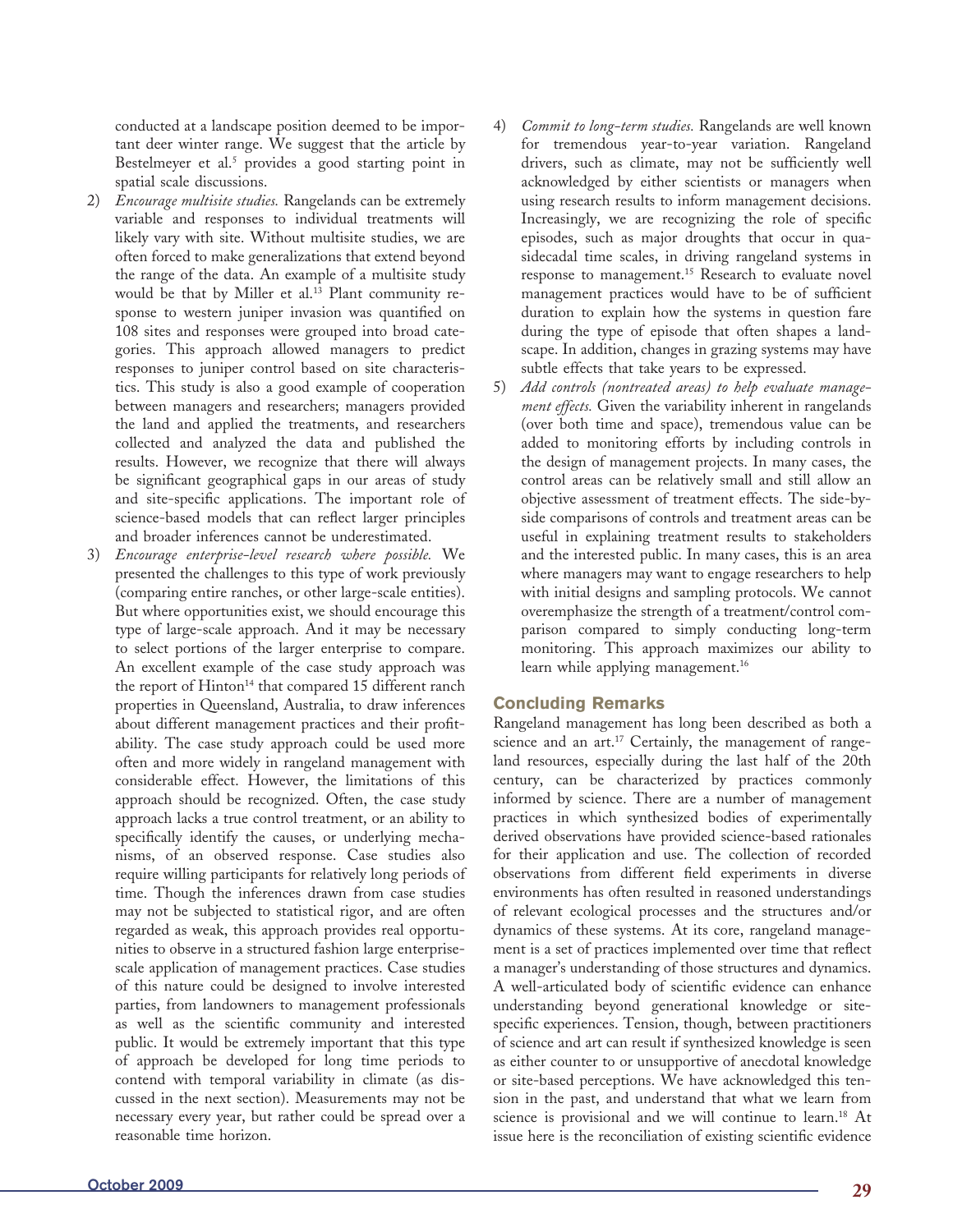conducted at a landscape position deemed to be important deer winter range. We suggest that the article by Bestelmeyer et al.[5] provides a good starting point in spatial scale discussions.

2) *Encourage multisite studies.* Rangelands can be extremely variable and responses to individual treatments will likely vary with site. Without multisite studies, we are often forced to make generalizations that extend beyond the range of the data. An example of a multisite study would be that by Miller et al.[13] Plant community response to western juniper invasion was quantified on 108 sites and responses were grouped into broad categories. This approach allowed managers to predict responses to juniper control based on site characteristics. This study is also a good example of cooperation between managers and researchers; managers provided the land and applied the treatments, and researchers collected and analyzed the data and published the results. However, we recognize that there will always be significant geographical gaps in our areas of study and site-specific applications. The important role of science-based models that can reflect larger principles and broader inferences cannot be underestimated.

3) *Encourage enterprise-level research where possible.* We presented the challenges to this type of work previously (comparing entire ranches, or other large-scale entities). But where opportunities exist, we should encourage this type of large-scale approach. And it may be necessary to select portions of the larger enterprise to compare. An excellent example of the case study approach was the report of Hinton[14] that compared 15 different ranch properties in Queensland, Australia, to draw inferences about different management practices and their profitability. The case study approach could be used more often and more widely in rangeland management with considerable effect. However, the limitations of this approach should be recognized. Often, the case study approach lacks a true control treatment, or an ability to specifically identify the causes, or underlying mechanisms, of an observed response. Case studies also require willing participants for relatively long periods of time. Though the inferences drawn from case studies may not be subjected to statistical rigor, and are often regarded as weak, this approach provides real opportunities to observe in a structured fashion large enterprise-scale application of management practices. Case studies of this nature could be designed to involve interested parties, from landowners to management professionals as well as the scientific community and interested public. It would be extremely important that this type of approach be developed for long time periods to contend with temporal variability in climate (as discussed in the next section). Measurements may not be necessary every year, but rather could be spread over a reasonable time horizon.

4) *Commit to long-term studies.* Rangelands are well known for tremendous year-to-year variation. Rangeland drivers, such as climate, may not be sufficiently well acknowledged by either scientists or managers when using research results to inform management decisions. Increasingly, we are recognizing the role of specific episodes, such as major droughts that occur in quasidecadal time scales, in driving rangeland systems in response to management.[15] Research to evaluate novel management practices would have to be of sufficient duration to explain how the systems in question fare during the type of episode that often shapes a landscape. In addition, changes in grazing systems may have subtle effects that take years to be expressed.

5) *Add controls (nontreated areas) to help evaluate management effects.* Given the variability inherent in rangelands (over both time and space), tremendous value can be added to monitoring efforts by including controls in the design of management projects. In many cases, the control areas can be relatively small and still allow an objective assessment of treatment effects. The side-by-side comparisons of controls and treatment areas can be useful in explaining treatment results to stakeholders and the interested public. In many cases, this is an area where managers may want to engage researchers to help with initial designs and sampling protocols. We cannot overemphasize the strength of a treatment/control comparison compared to simply conducting long-term monitoring. This approach maximizes our ability to learn while applying management.[16]

## Concluding Remarks

Rangeland management has long been described as both a science and an art.[17] Certainly, the management of rangeland resources, especially during the last half of the 20th century, can be characterized by practices commonly informed by science. There are a number of management practices in which synthesized bodies of experimentally derived observations have provided science-based rationales for their application and use. The collection of recorded observations from different field experiments in diverse environments has often resulted in reasoned understandings of relevant ecological processes and the structures and/or dynamics of these systems. At its core, rangeland management is a set of practices implemented over time that reflect a manager's understanding of those structures and dynamics. A well-articulated body of scientific evidence can enhance understanding beyond generational knowledge or site-specific experiences. Tension, though, between practitioners of science and art can result if synthesized knowledge is seen as either counter to or unsupportive of anecdotal knowledge or site-based perceptions. We have acknowledged this tension in the past, and understand that what we learn from science is provisional and we will continue to learn.[18] At issue here is the reconciliation of existing scientific evidence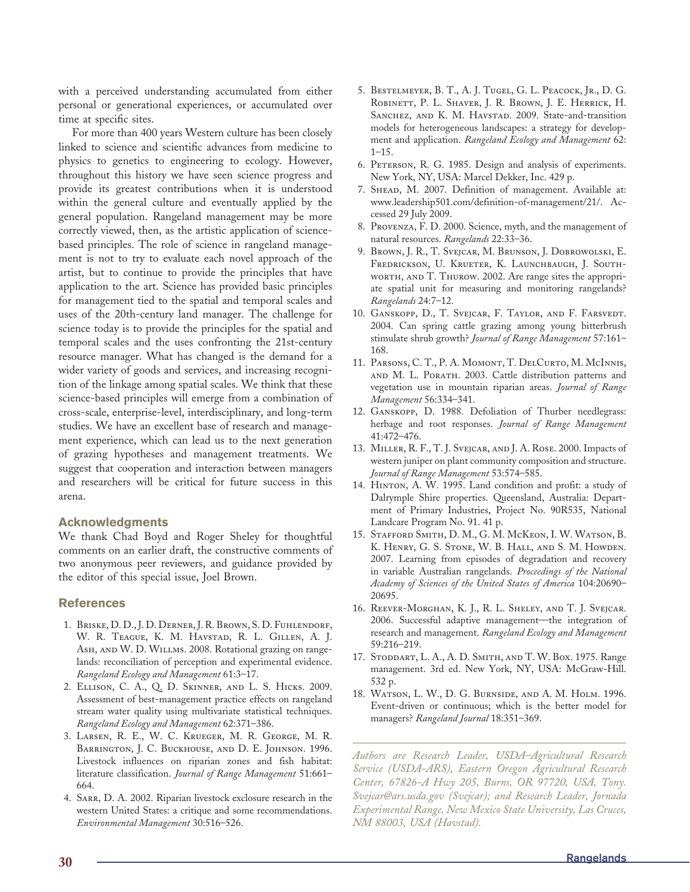with a perceived understanding accumulated from either personal or generational experiences, or accumulated over time at specific sites.

For more than 400 years Western culture has been closely linked to science and scientific advances from medicine to physics to genetics to engineering to ecology. However, throughout this history we have seen science progress and provide its greatest contributions when it is understood within the general culture and eventually applied by the general population. Rangeland management may be more correctly viewed, then, as the artistic application of science-based principles. The role of science in rangeland management is not to try to evaluate each novel approach of the artist, but to continue to provide the principles that have application to the art. Science has provided basic principles for management tied to the spatial and temporal scales and uses of the 20th-century land manager. The challenge for science today is to provide the principles for the spatial and temporal scales and the uses confronting the 21st-century resource manager. What has changed is the demand for a wider variety of goods and services, and increasing recognition of the linkage among spatial scales. We think that these science-based principles will emerge from a combination of cross-scale, enterprise-level, interdisciplinary, and long-term studies. We have an excellent base of research and management experience, which can lead us to the next generation of grazing hypotheses and management treatments. We suggest that cooperation and interaction between managers and researchers will be critical for future success in this arena.

## Acknowledgments

We thank Chad Boyd and Roger Sheley for thoughtful comments on an earlier draft, the constructive comments of two anonymous peer reviewers, and guidance provided by the editor of this special issue, Joel Brown.

## References

1. Briske, D. D., J. D. Derner, J. R. Brown, S. D. Fuhlendorf, W. R. Teague, K. M. Havstad, R. L. Gillen, A. J. Ash, and W. D. Willms. 2008. Rotational grazing on rangelands: reconciliation of perception and experimental evidence. *Rangeland Ecology and Management* 61:3–17.
2. Ellison, C. A., Q. D. Skinner, and L. S. Hicks. 2009. Assessment of best-management practice effects on rangeland stream water quality using multivariate statistical techniques. *Rangeland Ecology and Management* 62:371–386.
3. Larsen, R. E., W. C. Krueger, M. R. George, M. R. Barrington, J. C. Buckhouse, and D. E. Johnson. 1996. Livestock influences on riparian zones and fish habitat: literature classification. *Journal of Range Management* 51:661–664.
4. Sarr, D. A. 2002. Riparian livestock exclosure research in the western United States: a critique and some recommendations. *Environmental Management* 30:516–526.
5. Bestelmeyer, B. T., A. J. Tugel, G. L. Peacock, Jr., D. G. Robinett, P. L. Shaver, J. R. Brown, J. E. Herrick, H. Sanchez, and K. M. Havstad. 2009. State-and-transition models for heterogeneous landscapes: a strategy for development and application. *Rangeland Ecology and Management* 62: 1–15.
6. Peterson, R. G. 1985. Design and analysis of experiments. New York, NY, USA: Marcel Dekker, Inc. 429 p.
7. Shead, M. 2007. Definition of management. Available at: www.leadership501.com/definition-of-management/21/. Accessed 29 July 2009.
8. Provenza, F. D. 2000. Science, myth, and the management of natural resources. *Rangelands* 22:33–36.
9. Brown, J. R., T. Svejcar, M. Brunson, J. Dobrowolski, E. Fredrickson, U. Krueter, K. Launchbaugh, J. Southworth, and T. Thurow. 2002. Are range sites the appropriate spatial unit for measuring and monitoring rangelands? *Rangelands* 24:7–12.
10. Ganskopp, D., T. Svejcar, F. Taylor, and F. Farsvedt. 2004. Can spring cattle grazing among young bitterbrush stimulate shrub growth? *Journal of Range Management* 57:161–168.
11. Parsons, C. T., P. A. Momont, T. DelCurto, M. McInnis, and M. L. Porath. 2003. Cattle distribution patterns and vegetation use in mountain riparian areas. *Journal of Range Management* 56:334–341.
12. Ganskopp, D. 1988. Defoliation of Thurber needlegrass: herbage and root responses. *Journal of Range Management* 41:472–476.
13. Miller, R. F., T. J. Svejcar, and J. A. Rose. 2000. Impacts of western juniper on plant community composition and structure. *Journal of Range Management* 53:574–585.
14. Hinton, A. W. 1995. Land condition and profit: a study of Dalrymple Shire properties. Queensland, Australia: Department of Primary Industries, Project No. 90R535, National Landcare Program No. 91. 41 p.
15. Stafford Smith, D. M., G. M. McKeon, I. W. Watson, B. K. Henry, G. S. Stone, W. B. Hall, and S. M. Howden. 2007. Learning from episodes of degradation and recovery in variable Australian rangelands. *Proceedings of the National Academy of Sciences of the United States of America* 104:20690–20695.
16. Reever-Morghan, K. J., R. L. Sheley, and T. J. Svejcar. 2006. Successful adaptive management—the integration of research and management. *Rangeland Ecology and Management* 59:216–219.
17. Stoddart, L. A., A. D. Smith, and T. W. Box. 1975. Range management. 3rd ed. New York, NY, USA: McGraw-Hill. 532 p.
18. Watson, L. W., D. G. Burnside, and A. M. Holm. 1996. Event-driven or continuous; which is the better model for managers? *Rangeland Journal* 18:351–369.

---

*Authors are Research Leader, USDA–Agricultural Research Service (USDA-ARS), Eastern Oregon Agricultural Research Center, 67826-A Hwy 205, Burns, OR 97720, USA, Tony.Svejcar@ars.usda.gov (Svejcar); and Research Leader, Jornada Experimental Range, New Mexico State University, Las Cruces, NM 88003, USA (Havstad).*